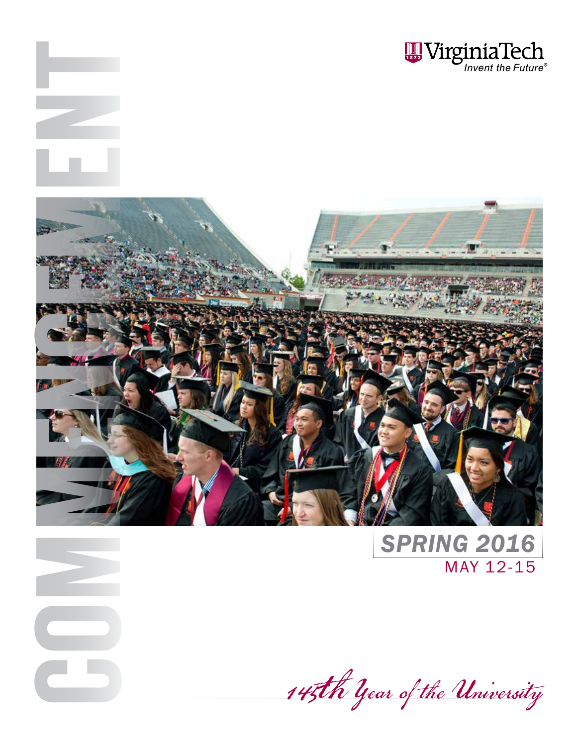Virginia Tech

*Invent the Future®*

# COMMENCEMENT

## *SPRING 2016*

MAY 12-15

*145th Year of the University*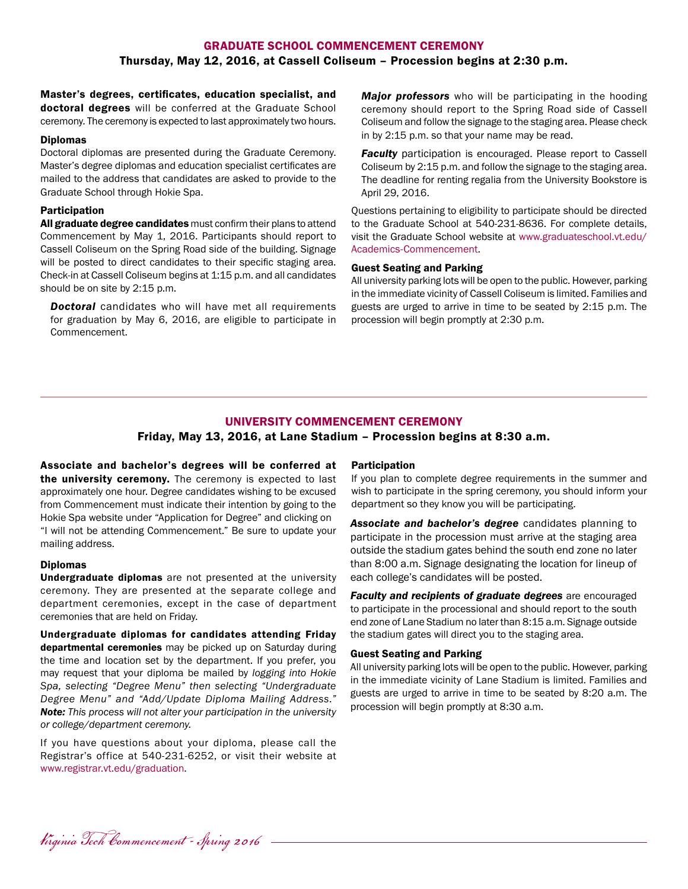## GRADUATE SCHOOL COMMENCEMENT CEREMONY

### Thursday, May 12, 2016, at Cassell Coliseum – Procession begins at 2:30 p.m.

**Master's degrees, certificates, education specialist, and doctoral degrees** will be conferred at the Graduate School ceremony. The ceremony is expected to last approximately two hours.

#### Diplomas

Doctoral diplomas are presented during the Graduate Ceremony. Master's degree diplomas and education specialist certificates are mailed to the address that candidates are asked to provide to the Graduate School through Hokie Spa.

#### Participation

**All graduate degree candidates** must confirm their plans to attend Commencement by May 1, 2016. Participants should report to Cassell Coliseum on the Spring Road side of the building. Signage will be posted to direct candidates to their specific staging area. Check-in at Cassell Coliseum begins at 1:15 p.m. and all candidates should be on site by 2:15 p.m.

***Doctoral*** candidates who will have met all requirements for graduation by May 6, 2016, are eligible to participate in Commencement.

***Major professors*** who will be participating in the hooding ceremony should report to the Spring Road side of Cassell Coliseum and follow the signage to the staging area. Please check in by 2:15 p.m. so that your name may be read.

***Faculty*** participation is encouraged. Please report to Cassell Coliseum by 2:15 p.m. and follow the signage to the staging area. The deadline for renting regalia from the University Bookstore is April 29, 2016.

Questions pertaining to eligibility to participate should be directed to the Graduate School at 540-231-8636. For complete details, visit the Graduate School website at www.graduateschool.vt.edu/Academics-Commencement.

#### Guest Seating and Parking

All university parking lots will be open to the public. However, parking in the immediate vicinity of Cassell Coliseum is limited. Families and guests are urged to arrive in time to be seated by 2:15 p.m. The procession will begin promptly at 2:30 p.m.

## UNIVERSITY COMMENCEMENT CEREMONY

### Friday, May 13, 2016, at Lane Stadium – Procession begins at 8:30 a.m.

**Associate and bachelor's degrees will be conferred at the university ceremony.** The ceremony is expected to last approximately one hour. Degree candidates wishing to be excused from Commencement must indicate their intention by going to the Hokie Spa website under "Application for Degree" and clicking on "I will not be attending Commencement." Be sure to update your mailing address.

#### Diplomas

**Undergraduate diplomas** are not presented at the university ceremony. They are presented at the separate college and department ceremonies, except in the case of department ceremonies that are held on Friday.

**Undergraduate diplomas for candidates attending Friday departmental ceremonies** may be picked up on Saturday during the time and location set by the department. If you prefer, you may request that your diploma be mailed by *logging into Hokie Spa, selecting "Degree Menu" then selecting "Undergraduate Degree Menu" and "Add/Update Diploma Mailing Address."* ***Note:*** *This process will not alter your participation in the university or college/department ceremony.*

If you have questions about your diploma, please call the Registrar's office at 540-231-6252, or visit their website at www.registrar.vt.edu/graduation.

#### Participation

If you plan to complete degree requirements in the summer and wish to participate in the spring ceremony, you should inform your department so they know you will be participating.

***Associate and bachelor's degree*** candidates planning to participate in the procession must arrive at the staging area outside the stadium gates behind the south end zone no later than 8:00 a.m. Signage designating the location for lineup of each college's candidates will be posted.

***Faculty and recipients of graduate degrees*** are encouraged to participate in the processional and should report to the south end zone of Lane Stadium no later than 8:15 a.m. Signage outside the stadium gates will direct you to the staging area.

#### Guest Seating and Parking

All university parking lots will be open to the public. However, parking in the immediate vicinity of Lane Stadium is limited. Families and guests are urged to arrive in time to be seated by 8:20 a.m. The procession will begin promptly at 8:30 a.m.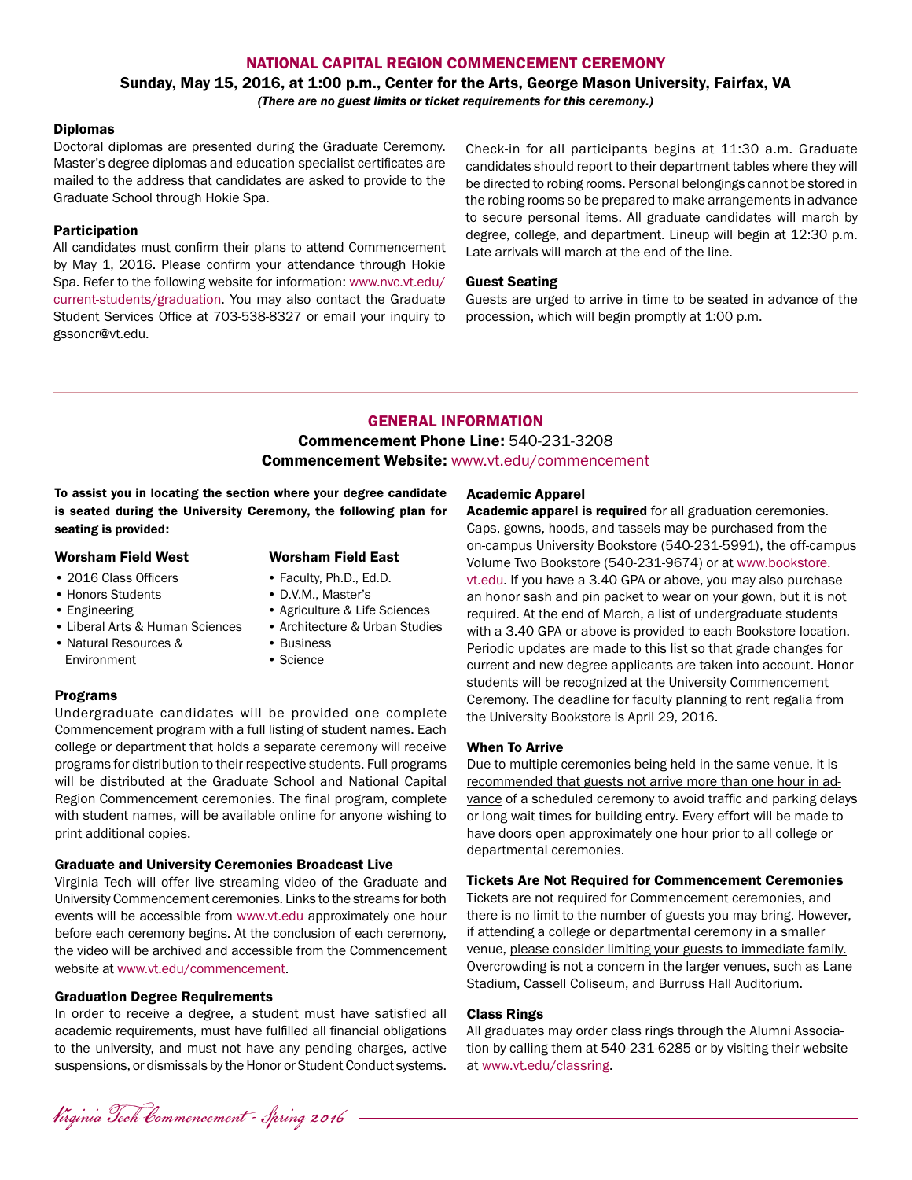## NATIONAL CAPITAL REGION COMMENCEMENT CEREMONY

**Sunday, May 15, 2016, at 1:00 p.m., Center for the Arts, George Mason University, Fairfax, VA**

***(There are no guest limits or ticket requirements for this ceremony.)***

### Diplomas

Doctoral diplomas are presented during the Graduate Ceremony. Master's degree diplomas and education specialist certificates are mailed to the address that candidates are asked to provide to the Graduate School through Hokie Spa.

### Participation

All candidates must confirm their plans to attend Commencement by May 1, 2016. Please confirm your attendance through Hokie Spa. Refer to the following website for information: www.nvc.vt.edu/current-students/graduation. You may also contact the Graduate Student Services Office at 703-538-8327 or email your inquiry to gssoncr@vt.edu.

Check-in for all participants begins at 11:30 a.m. Graduate candidates should report to their department tables where they will be directed to robing rooms. Personal belongings cannot be stored in the robing rooms so be prepared to make arrangements in advance to secure personal items. All graduate candidates will march by degree, college, and department. Lineup will begin at 12:30 p.m. Late arrivals will march at the end of the line.

### Guest Seating

Guests are urged to arrive in time to be seated in advance of the procession, which will begin promptly at 1:00 p.m.

---

## GENERAL INFORMATION

**Commencement Phone Line:** 540-231-3208

**Commencement Website:** www.vt.edu/commencement

**To assist you in locating the section where your degree candidate is seated during the University Ceremony, the following plan for seating is provided:**

### Worsham Field West

- 2016 Class Officers
- Honors Students
- Engineering
- Liberal Arts & Human Sciences
- Natural Resources & Environment

### Worsham Field East

- Faculty, Ph.D., Ed.D.
- D.V.M., Master's
- Agriculture & Life Sciences
- Architecture & Urban Studies
- Business
- Science

### Programs

Undergraduate candidates will be provided one complete Commencement program with a full listing of student names. Each college or department that holds a separate ceremony will receive programs for distribution to their respective students. Full programs will be distributed at the Graduate School and National Capital Region Commencement ceremonies. The final program, complete with student names, will be available online for anyone wishing to print additional copies.

### Graduate and University Ceremonies Broadcast Live

Virginia Tech will offer live streaming video of the Graduate and University Commencement ceremonies. Links to the streams for both events will be accessible from www.vt.edu approximately one hour before each ceremony begins. At the conclusion of each ceremony, the video will be archived and accessible from the Commencement website at www.vt.edu/commencement.

### Graduation Degree Requirements

In order to receive a degree, a student must have satisfied all academic requirements, must have fulfilled all financial obligations to the university, and must not have any pending charges, active suspensions, or dismissals by the Honor or Student Conduct systems.

### Academic Apparel

**Academic apparel is required** for all graduation ceremonies. Caps, gowns, hoods, and tassels may be purchased from the on-campus University Bookstore (540-231-5991), the off-campus Volume Two Bookstore (540-231-9674) or at www.bookstore.vt.edu. If you have a 3.40 GPA or above, you may also purchase an honor sash and pin packet to wear on your gown, but it is not required. At the end of March, a list of undergraduate students with a 3.40 GPA or above is provided to each Bookstore location. Periodic updates are made to this list so that grade changes for current and new degree applicants are taken into account. Honor students will be recognized at the University Commencement Ceremony. The deadline for faculty planning to rent regalia from the University Bookstore is April 29, 2016.

### When To Arrive

Due to multiple ceremonies being held in the same venue, it is recommended that guests not arrive more than one hour in advance of a scheduled ceremony to avoid traffic and parking delays or long wait times for building entry. Every effort will be made to have doors open approximately one hour prior to all college or departmental ceremonies.

### Tickets Are Not Required for Commencement Ceremonies

Tickets are not required for Commencement ceremonies, and there is no limit to the number of guests you may bring. However, if attending a college or departmental ceremony in a smaller venue, please consider limiting your guests to immediate family. Overcrowding is not a concern in the larger venues, such as Lane Stadium, Cassell Coliseum, and Burruss Hall Auditorium.

### Class Rings

All graduates may order class rings through the Alumni Association by calling them at 540-231-6285 or by visiting their website at www.vt.edu/classring.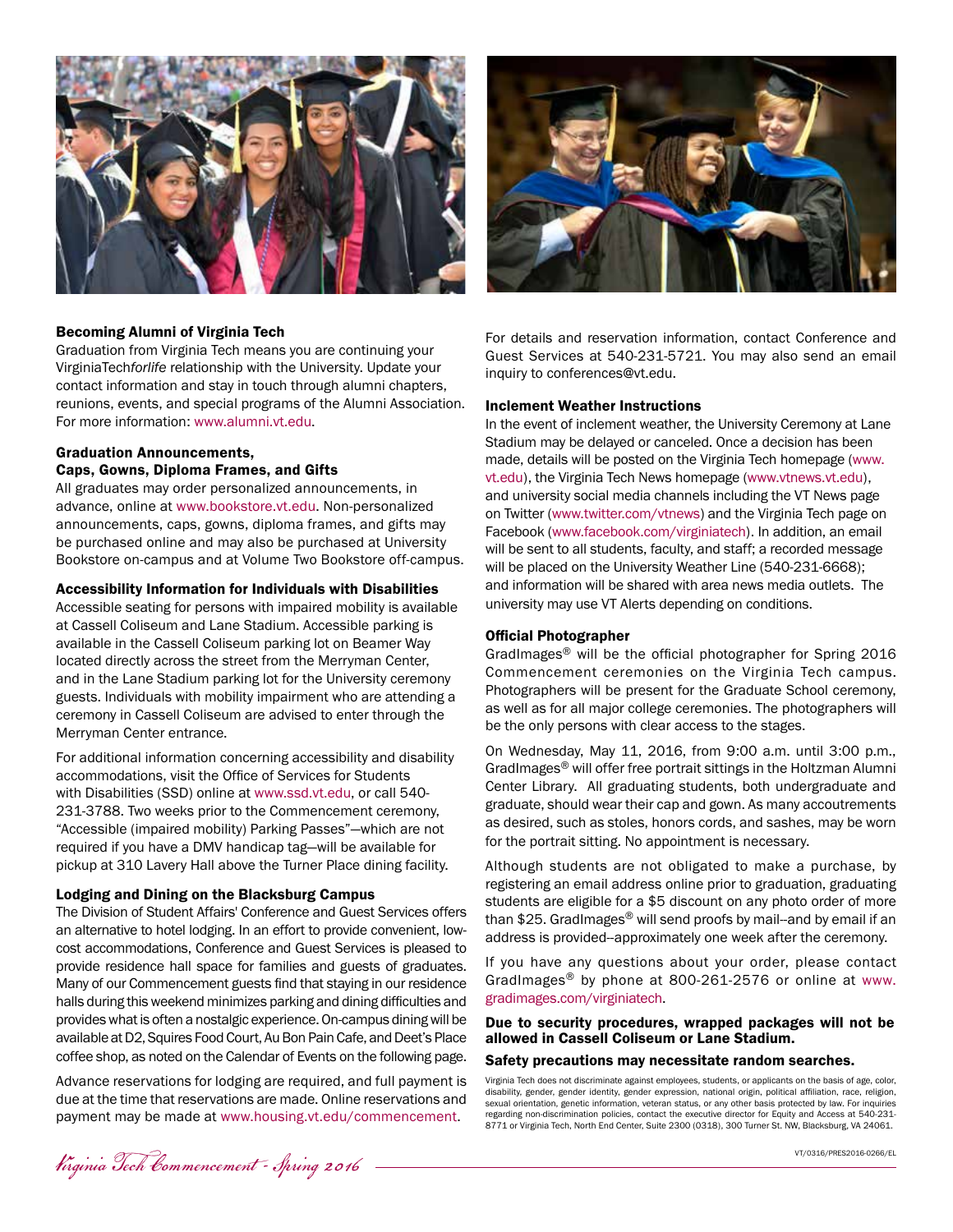### Becoming Alumni of Virginia Tech

Graduation from Virginia Tech means you are continuing your VirginiaTech*forlife* relationship with the University. Update your contact information and stay in touch through alumni chapters, reunions, events, and special programs of the Alumni Association. For more information: www.alumni.vt.edu.

### Graduation Announcements, Caps, Gowns, Diploma Frames, and Gifts

All graduates may order personalized announcements, in advance, online at www.bookstore.vt.edu. Non-personalized announcements, caps, gowns, diploma frames, and gifts may be purchased online and may also be purchased at University Bookstore on-campus and at Volume Two Bookstore off-campus.

### Accessibility Information for Individuals with Disabilities

Accessible seating for persons with impaired mobility is available at Cassell Coliseum and Lane Stadium. Accessible parking is available in the Cassell Coliseum parking lot on Beamer Way located directly across the street from the Merryman Center, and in the Lane Stadium parking lot for the University ceremony guests. Individuals with mobility impairment who are attending a ceremony in Cassell Coliseum are advised to enter through the Merryman Center entrance.

For additional information concerning accessibility and disability accommodations, visit the Office of Services for Students with Disabilities (SSD) online at www.ssd.vt.edu, or call 540-231-3788. Two weeks prior to the Commencement ceremony, "Accessible (impaired mobility) Parking Passes"—which are not required if you have a DMV handicap tag—will be available for pickup at 310 Lavery Hall above the Turner Place dining facility.

### Lodging and Dining on the Blacksburg Campus

The Division of Student Affairs' Conference and Guest Services offers an alternative to hotel lodging. In an effort to provide convenient, low-cost accommodations, Conference and Guest Services is pleased to provide residence hall space for families and guests of graduates. Many of our Commencement guests find that staying in our residence halls during this weekend minimizes parking and dining difficulties and provides what is often a nostalgic experience. On-campus dining will be available at D2, Squires Food Court, Au Bon Pain Cafe, and Deet's Place coffee shop, as noted on the Calendar of Events on the following page.

Advance reservations for lodging are required, and full payment is due at the time that reservations are made. Online reservations and payment may be made at www.housing.vt.edu/commencement.

For details and reservation information, contact Conference and Guest Services at 540-231-5721. You may also send an email inquiry to conferences@vt.edu.

### Inclement Weather Instructions

In the event of inclement weather, the University Ceremony at Lane Stadium may be delayed or canceled. Once a decision has been made, details will be posted on the Virginia Tech homepage (www.vt.edu), the Virginia Tech News homepage (www.vtnews.vt.edu), and university social media channels including the VT News page on Twitter (www.twitter.com/vtnews) and the Virginia Tech page on Facebook (www.facebook.com/virginiatech). In addition, an email will be sent to all students, faculty, and staff; a recorded message will be placed on the University Weather Line (540-231-6668); and information will be shared with area news media outlets. The university may use VT Alerts depending on conditions.

### Official Photographer

GradImages® will be the official photographer for Spring 2016 Commencement ceremonies on the Virginia Tech campus. Photographers will be present for the Graduate School ceremony, as well as for all major college ceremonies. The photographers will be the only persons with clear access to the stages.

On Wednesday, May 11, 2016, from 9:00 a.m. until 3:00 p.m., GradImages® will offer free portrait sittings in the Holtzman Alumni Center Library. All graduating students, both undergraduate and graduate, should wear their cap and gown. As many accoutrements as desired, such as stoles, honors cords, and sashes, may be worn for the portrait sitting. No appointment is necessary.

Although students are not obligated to make a purchase, by registering an email address online prior to graduation, graduating students are eligible for a $5 discount on any photo order of more than $25. GradImages® will send proofs by mail--and by email if an address is provided--approximately one week after the ceremony.

If you have any questions about your order, please contact GradImages® by phone at 800-261-2576 or online at www.gradimages.com/virginiatech.

**Due to security procedures, wrapped packages will not be allowed in Cassell Coliseum or Lane Stadium.**

**Safety precautions may necessitate random searches.**

Virginia Tech does not discriminate against employees, students, or applicants on the basis of age, color, disability, gender, gender identity, gender expression, national origin, political affiliation, race, religion, sexual orientation, genetic information, veteran status, or any other basis protected by law. For inquiries regarding non-discrimination policies, contact the executive director for Equity and Access at 540-231-8771 or Virginia Tech, North End Center, Suite 2300 (0318), 300 Turner St. NW, Blacksburg, VA 24061.

VT/0316/PRES2016-0266/EL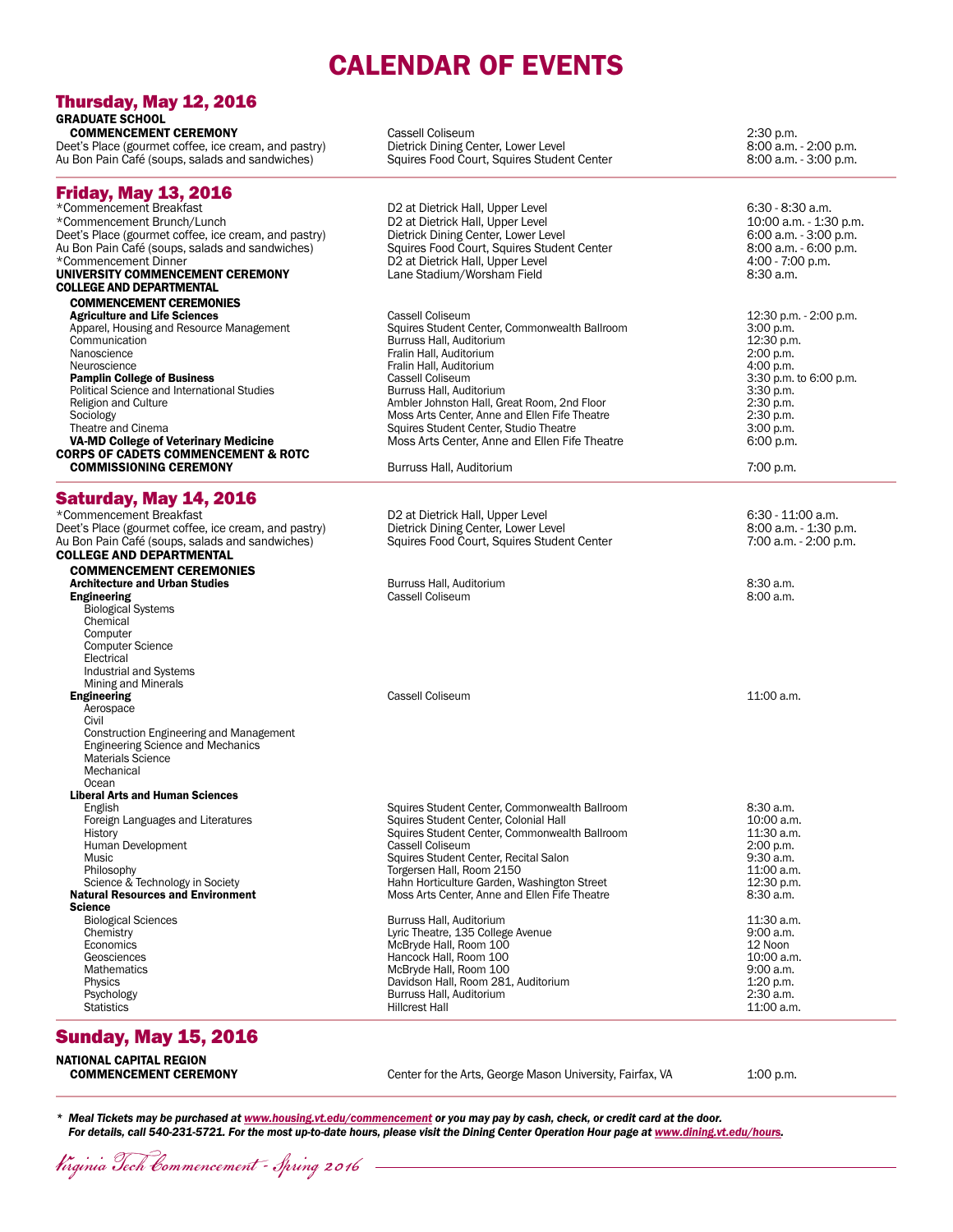# CALENDAR OF EVENTS

## Thursday, May 12, 2016

| | | |
|---|---|---|
| **GRADUATE SCHOOL COMMENCEMENT CEREMONY** | Cassell Coliseum | 2:30 p.m. |
| Deet's Place (gourmet coffee, ice cream, and pastry) | Dietrick Dining Center, Lower Level | 8:00 a.m. - 2:00 p.m. |
| Au Bon Pain Café (soups, salads and sandwiches) | Squires Food Court, Squires Student Center | 8:00 a.m. - 3:00 p.m. |

## Friday, May 13, 2016

| | | |
|---|---|---|
| *Commencement Breakfast | D2 at Dietrick Hall, Upper Level | 6:30 - 8:30 a.m. |
| *Commencement Brunch/Lunch | D2 at Dietrick Hall, Upper Level | 10:00 a.m. - 1:30 p.m. |
| Deet's Place (gourmet coffee, ice cream, and pastry) | Dietrick Dining Center, Lower Level | 6:00 a.m. - 3:00 p.m. |
| Au Bon Pain Café (soups, salads and sandwiches) | Squires Food Court, Squires Student Center | 8:00 a.m. - 6:00 p.m. |
| *Commencement Dinner | D2 at Dietrick Hall, Upper Level | 4:00 - 7:00 p.m. |
| **UNIVERSITY COMMENCEMENT CEREMONY** | Lane Stadium/Worsham Field | 8:30 a.m. |
| **COLLEGE AND DEPARTMENTAL COMMENCEMENT CEREMONIES** | | |
| **Agriculture and Life Sciences** | Cassell Coliseum | 12:30 p.m. - 2:00 p.m. |
| Apparel, Housing and Resource Management | Squires Student Center, Commonwealth Ballroom | 3:00 p.m. |
| Communication | Burruss Hall, Auditorium | 12:30 p.m. |
| Nanoscience | Fralin Hall, Auditorium | 2:00 p.m. |
| Neuroscience | Fralin Hall, Auditorium | 4:00 p.m. |
| **Pamplin College of Business** | Cassell Coliseum | 3:30 p.m. to 6:00 p.m. |
| Political Science and International Studies | Burruss Hall, Auditorium | 3:30 p.m. |
| Religion and Culture | Ambler Johnston Hall, Great Room, 2nd Floor | 2:30 p.m. |
| Sociology | Moss Arts Center, Anne and Ellen Fife Theatre | 2:30 p.m. |
| Theatre and Cinema | Squires Student Center, Studio Theatre | 3:00 p.m. |
| **VA-MD College of Veterinary Medicine** | Moss Arts Center, Anne and Ellen Fife Theatre | 6:00 p.m. |
| **CORPS OF CADETS COMMENCEMENT & ROTC COMMISSIONING CEREMONY** | Burruss Hall, Auditorium | 7:00 p.m. |

## Saturday, May 14, 2016

| | | |
|---|---|---|
| *Commencement Breakfast | D2 at Dietrick Hall, Upper Level | 6:30 - 11:00 a.m. |
| Deet's Place (gourmet coffee, ice cream, and pastry) | Dietrick Dining Center, Lower Level | 8:00 a.m. - 1:30 p.m. |
| Au Bon Pain Café (soups, salads and sandwiches) | Squires Food Court, Squires Student Center | 7:00 a.m. - 2:00 p.m. |
| **COLLEGE AND DEPARTMENTAL COMMENCEMENT CEREMONIES** | | |
| **Architecture and Urban Studies** | Burruss Hall, Auditorium | 8:30 a.m. |
| **Engineering** (Biological Systems, Chemical, Computer, Computer Science, Electrical, Industrial and Systems, Mining and Minerals) | Cassell Coliseum | 8:00 a.m. |
| **Engineering** (Aerospace, Civil, Construction Engineering and Management, Engineering Science and Mechanics, Materials Science, Mechanical, Ocean) | Cassell Coliseum | 11:00 a.m. |
| **Liberal Arts and Human Sciences** | | |
| English | Squires Student Center, Commonwealth Ballroom | 8:30 a.m. |
| Foreign Languages and Literatures | Squires Student Center, Colonial Hall | 10:00 a.m. |
| History | Squires Student Center, Commonwealth Ballroom | 11:30 a.m. |
| Human Development | Cassell Coliseum | 2:00 p.m. |
| Music | Squires Student Center, Recital Salon | 9:30 a.m. |
| Philosophy | Torgersen Hall, Room 2150 | 11:00 a.m. |
| Science & Technology in Society | Hahn Horticulture Garden, Washington Street | 12:30 p.m. |
| **Natural Resources and Environment** | Moss Arts Center, Anne and Ellen Fife Theatre | 8:30 a.m. |
| **Science** | | |
| Biological Sciences | Burruss Hall, Auditorium | 11:30 a.m. |
| Chemistry | Lyric Theatre, 135 College Avenue | 9:00 a.m. |
| Economics | McBryde Hall, Room 100 | 12 Noon |
| Geosciences | Hancock Hall, Room 100 | 10:00 a.m. |
| Mathematics | McBryde Hall, Room 100 | 9:00 a.m. |
| Physics | Davidson Hall, Room 281, Auditorium | 1:20 p.m. |
| Psychology | Burruss Hall, Auditorium | 2:30 a.m. |
| Statistics | Hillcrest Hall | 11:00 a.m. |

## Sunday, May 15, 2016

| | | |
|---|---|---|
| **NATIONAL CAPITAL REGION COMMENCEMENT CEREMONY** | Center for the Arts, George Mason University, Fairfax, VA | 1:00 p.m. |

*\* Meal Tickets may be purchased at www.housing.vt.edu/commencement or you may pay by cash, check, or credit card at the door. For details, call 540-231-5721. For the most up-to-date hours, please visit the Dining Center Operation Hour page at www.dining.vt.edu/hours.*

*Virginia Tech Commencement - Spring 2016*